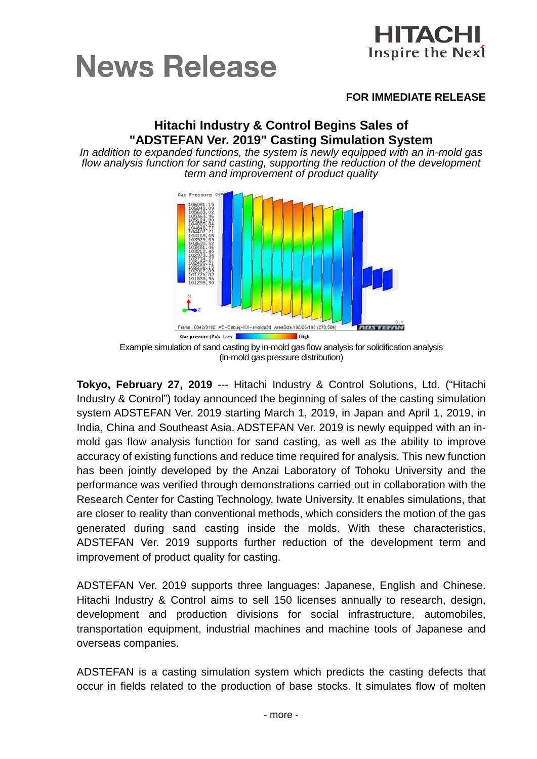# News Release

HITACHI
Inspire the Next

**FOR IMMEDIATE RELEASE**

## Hitachi Industry & Control Begins Sales of "ADSTEFAN Ver. 2019" Casting Simulation System

*In addition to expanded functions, the system is newly equipped with an in-mold gas flow analysis function for sand casting, supporting the reduction of the development term and improvement of product quality*

Example simulation of sand casting by in-mold gas flow analysis for solidification analysis (in-mold gas pressure distribution)

**Tokyo, February 27, 2019** --- Hitachi Industry & Control Solutions, Ltd. ("Hitachi Industry & Control") today announced the beginning of sales of the casting simulation system ADSTEFAN Ver. 2019 starting March 1, 2019, in Japan and April 1, 2019, in India, China and Southeast Asia. ADSTEFAN Ver. 2019 is newly equipped with an in-mold gas flow analysis function for sand casting, as well as the ability to improve accuracy of existing functions and reduce time required for analysis. This new function has been jointly developed by the Anzai Laboratory of Tohoku University and the performance was verified through demonstrations carried out in collaboration with the Research Center for Casting Technology, Iwate University. It enables simulations, that are closer to reality than conventional methods, which considers the motion of the gas generated during sand casting inside the molds. With these characteristics, ADSTEFAN Ver. 2019 supports further reduction of the development term and improvement of product quality for casting.

ADSTEFAN Ver. 2019 supports three languages: Japanese, English and Chinese. Hitachi Industry & Control aims to sell 150 licenses annually to research, design, development and production divisions for social infrastructure, automobiles, transportation equipment, industrial machines and machine tools of Japanese and overseas companies.

ADSTEFAN is a casting simulation system which predicts the casting defects that occur in fields related to the production of base stocks. It simulates flow of molten

- more -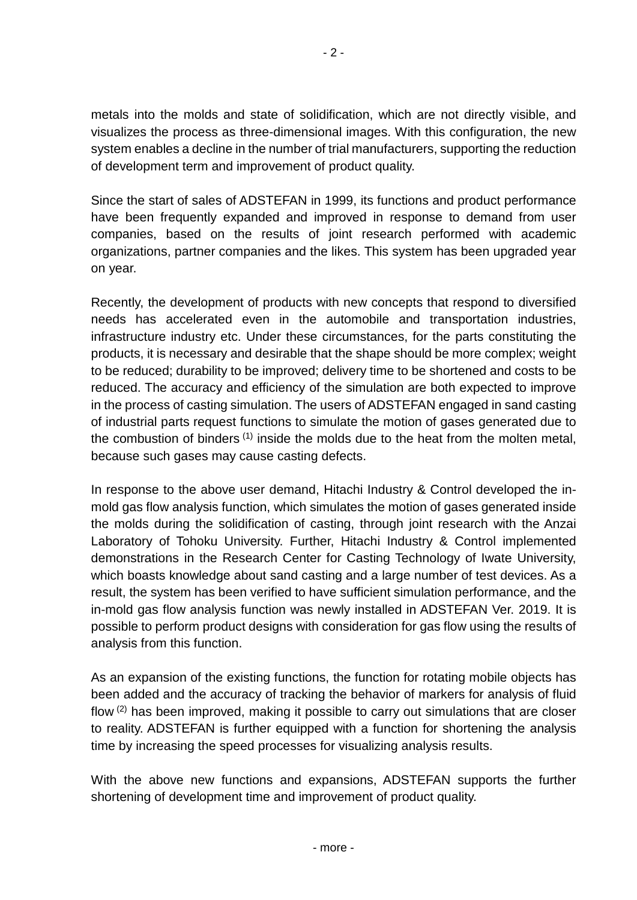metals into the molds and state of solidification, which are not directly visible, and visualizes the process as three-dimensional images. With this configuration, the new system enables a decline in the number of trial manufacturers, supporting the reduction of development term and improvement of product quality.

Since the start of sales of ADSTEFAN in 1999, its functions and product performance have been frequently expanded and improved in response to demand from user companies, based on the results of joint research performed with academic organizations, partner companies and the likes. This system has been upgraded year on year.

Recently, the development of products with new concepts that respond to diversified needs has accelerated even in the automobile and transportation industries, infrastructure industry etc. Under these circumstances, for the parts constituting the products, it is necessary and desirable that the shape should be more complex; weight to be reduced; durability to be improved; delivery time to be shortened and costs to be reduced. The accuracy and efficiency of the simulation are both expected to improve in the process of casting simulation. The users of ADSTEFAN engaged in sand casting of industrial parts request functions to simulate the motion of gases generated due to the combustion of binders (1) inside the molds due to the heat from the molten metal, because such gases may cause casting defects.

In response to the above user demand, Hitachi Industry & Control developed the in-mold gas flow analysis function, which simulates the motion of gases generated inside the molds during the solidification of casting, through joint research with the Anzai Laboratory of Tohoku University. Further, Hitachi Industry & Control implemented demonstrations in the Research Center for Casting Technology of Iwate University, which boasts knowledge about sand casting and a large number of test devices. As a result, the system has been verified to have sufficient simulation performance, and the in-mold gas flow analysis function was newly installed in ADSTEFAN Ver. 2019. It is possible to perform product designs with consideration for gas flow using the results of analysis from this function.

As an expansion of the existing functions, the function for rotating mobile objects has been added and the accuracy of tracking the behavior of markers for analysis of fluid flow (2) has been improved, making it possible to carry out simulations that are closer to reality. ADSTEFAN is further equipped with a function for shortening the analysis time by increasing the speed processes for visualizing analysis results.

With the above new functions and expansions, ADSTEFAN supports the further shortening of development time and improvement of product quality.

- more -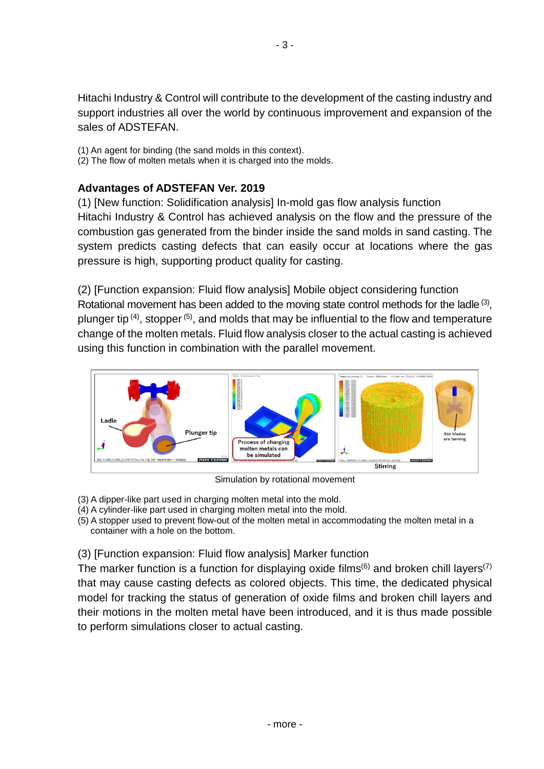Hitachi Industry & Control will contribute to the development of the casting industry and support industries all over the world by continuous improvement and expansion of the sales of ADSTEFAN.

(1) An agent for binding (the sand molds in this context).
(2) The flow of molten metals when it is charged into the molds.

### Advantages of ADSTEFAN Ver. 2019

(1) [New function: Solidification analysis] In-mold gas flow analysis function
Hitachi Industry & Control has achieved analysis on the flow and the pressure of the combustion gas generated from the binder inside the sand molds in sand casting. The system predicts casting defects that can easily occur at locations where the gas pressure is high, supporting product quality for casting.

(2) [Function expansion: Fluid flow analysis] Mobile object considering function
Rotational movement has been added to the moving state control methods for the ladle [3], plunger tip [4], stopper [5], and molds that may be influential to the flow and temperature change of the molten metals. Fluid flow analysis closer to the actual casting is achieved using this function in combination with the parallel movement.

Simulation by rotational movement

(3) A dipper-like part used in charging molten metal into the mold.
(4) A cylinder-like part used in charging molten metal into the mold.
(5) A stopper used to prevent flow-out of the molten metal in accommodating the molten metal in a container with a hole on the bottom.

(3) [Function expansion: Fluid flow analysis] Marker function
The marker function is a function for displaying oxide films[6] and broken chill layers[7] that may cause casting defects as colored objects. This time, the dedicated physical model for tracking the status of generation of oxide films and broken chill layers and their motions in the molten metal have been introduced, and it is thus made possible to perform simulations closer to actual casting.

- more -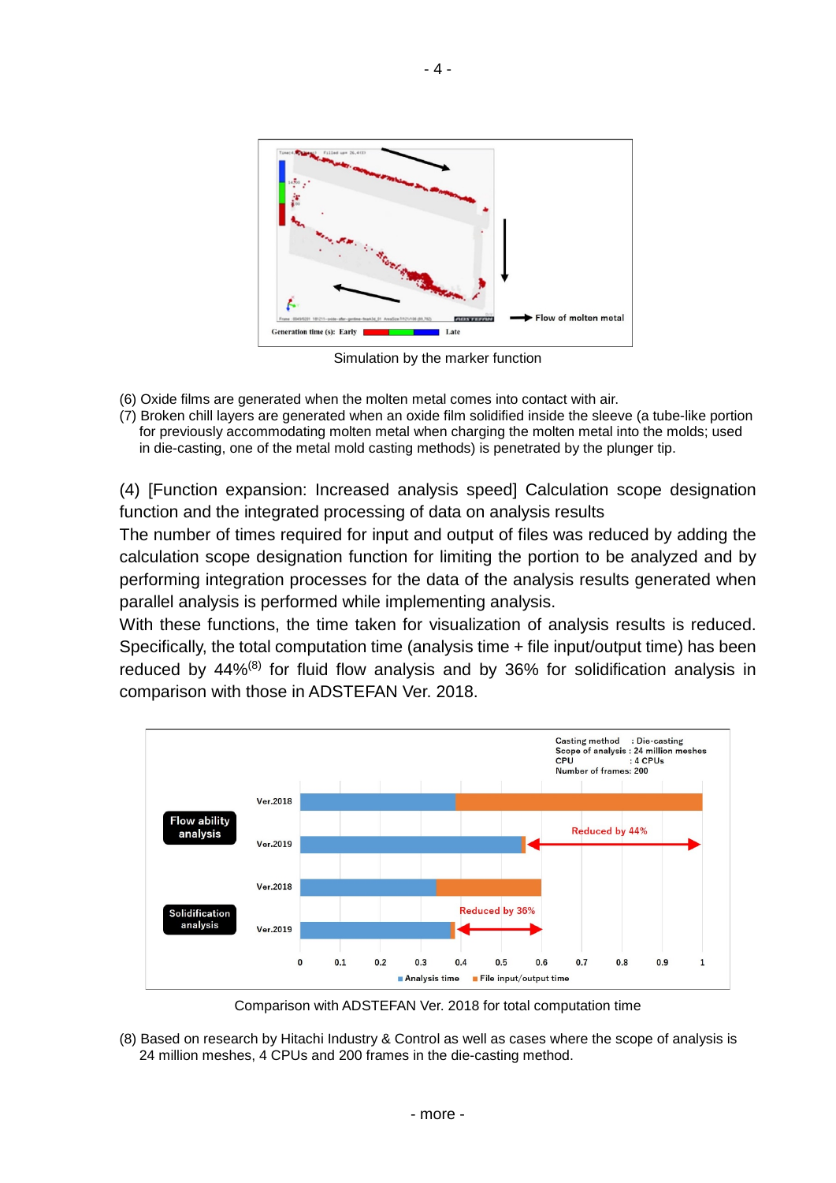Simulation by the marker function

(6) Oxide films are generated when the molten metal comes into contact with air.
(7) Broken chill layers are generated when an oxide film solidified inside the sleeve (a tube-like portion for previously accommodating molten metal when charging the molten metal into the molds; used in die-casting, one of the metal mold casting methods) is penetrated by the plunger tip.

(4) [Function expansion: Increased analysis speed] Calculation scope designation function and the integrated processing of data on analysis results

The number of times required for input and output of files was reduced by adding the calculation scope designation function for limiting the portion to be analyzed and by performing integration processes for the data of the analysis results generated when parallel analysis is performed while implementing analysis.

With these functions, the time taken for visualization of analysis results is reduced. Specifically, the total computation time (analysis time + file input/output time) has been reduced by 44%(8) for fluid flow analysis and by 36% for solidification analysis in comparison with those in ADSTEFAN Ver. 2018.

Comparison with ADSTEFAN Ver. 2018 for total computation time

(8) Based on research by Hitachi Industry & Control as well as cases where the scope of analysis is 24 million meshes, 4 CPUs and 200 frames in the die-casting method.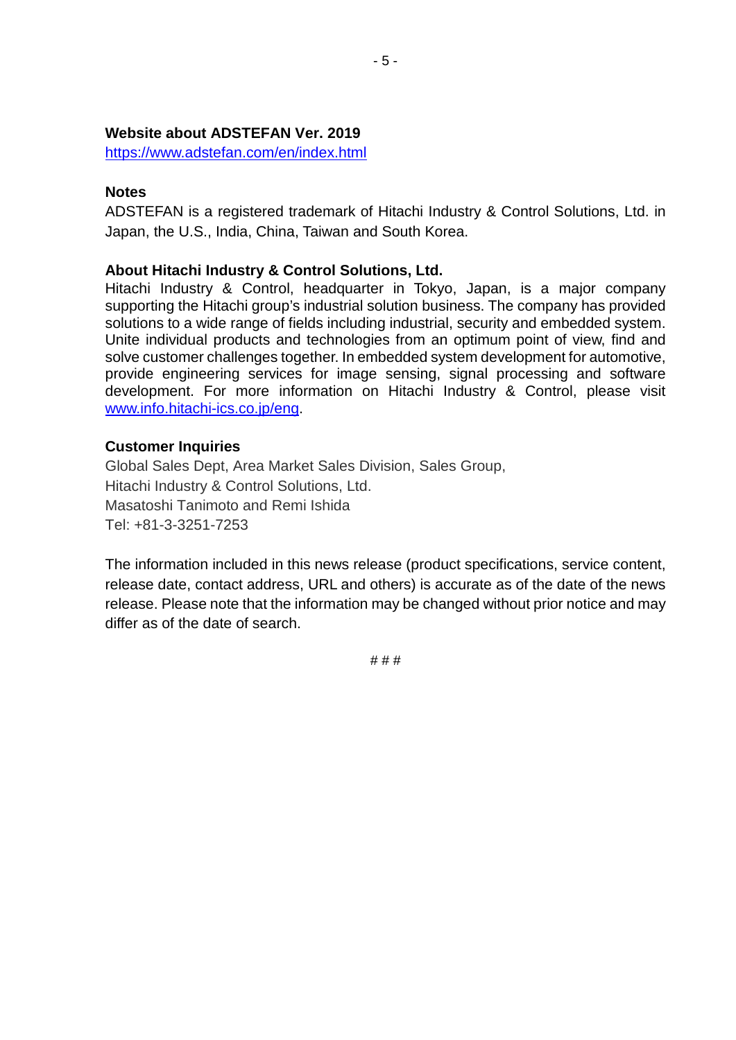**Website about ADSTEFAN Ver. 2019**

https://www.adstefan.com/en/index.html

**Notes**

ADSTEFAN is a registered trademark of Hitachi Industry & Control Solutions, Ltd. in Japan, the U.S., India, China, Taiwan and South Korea.

**About Hitachi Industry & Control Solutions, Ltd.**

Hitachi Industry & Control, headquarter in Tokyo, Japan, is a major company supporting the Hitachi group's industrial solution business. The company has provided solutions to a wide range of fields including industrial, security and embedded system. Unite individual products and technologies from an optimum point of view, find and solve customer challenges together. In embedded system development for automotive, provide engineering services for image sensing, signal processing and software development. For more information on Hitachi Industry & Control, please visit www.info.hitachi-ics.co.jp/eng.

**Customer Inquiries**

Global Sales Dept, Area Market Sales Division, Sales Group,
Hitachi Industry & Control Solutions, Ltd.
Masatoshi Tanimoto and Remi Ishida
Tel: +81-3-3251-7253

The information included in this news release (product specifications, service content, release date, contact address, URL and others) is accurate as of the date of the news release. Please note that the information may be changed without prior notice and may differ as of the date of search.

# # #